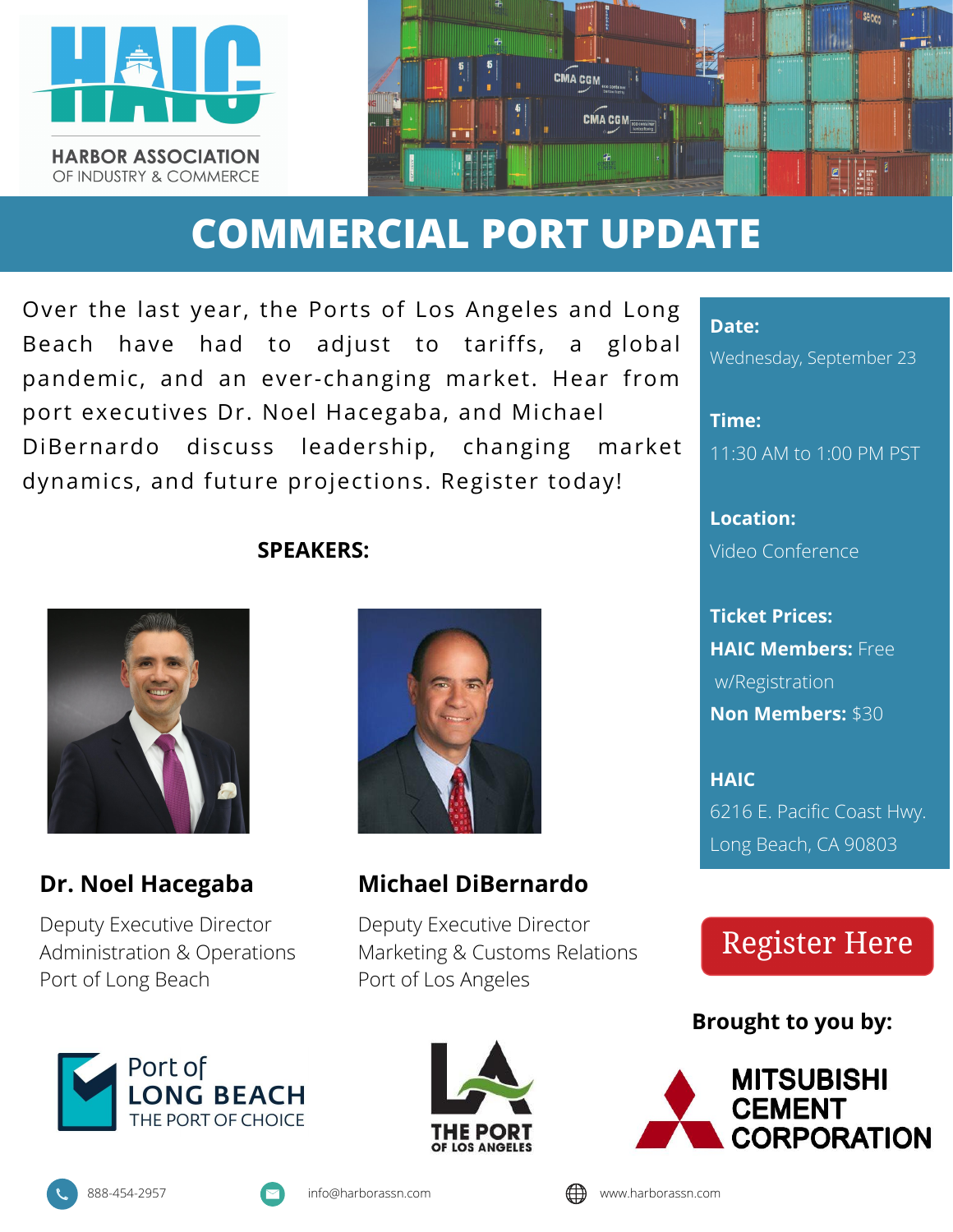HARBOR ASSOCIATION OF INDUSTRY & COMMERCE

# COMMERCIAL PORT UPDATE

Over the last year, the Ports of Los Angeles and Long Beach have had to adjust to tariffs, a global pandemic, and an ever-changing market. Hear from port executives Dr. Noel Hacegaba, and Michael DiBernardo discuss leadership, changing market dynamics, and future projections. Register today!

**Date:**
Wednesday, September 23

**Time:**
11:30 AM to 1:00 PM PST

**Location:**
Video Conference

**Ticket Prices:**
**HAIC Members:** Free w/Registration
**Non Members:** $30

**HAIC**
6216 E. Pacific Coast Hwy.
Long Beach, CA 90803

## SPEAKERS:

### Dr. Noel Hacegaba

Deputy Executive Director
Administration & Operations
Port of Long Beach

### Michael DiBernardo

Deputy Executive Director
Marketing & Customs Relations
Port of Los Angeles

Register Here

**Brought to you by:**

Port of LONG BEACH THE PORT OF CHOICE

THE PORT OF LOS ANGELES

MITSUBISHI CEMENT CORPORATION

888-454-2957 | info@harborassn.com | www.harborassn.com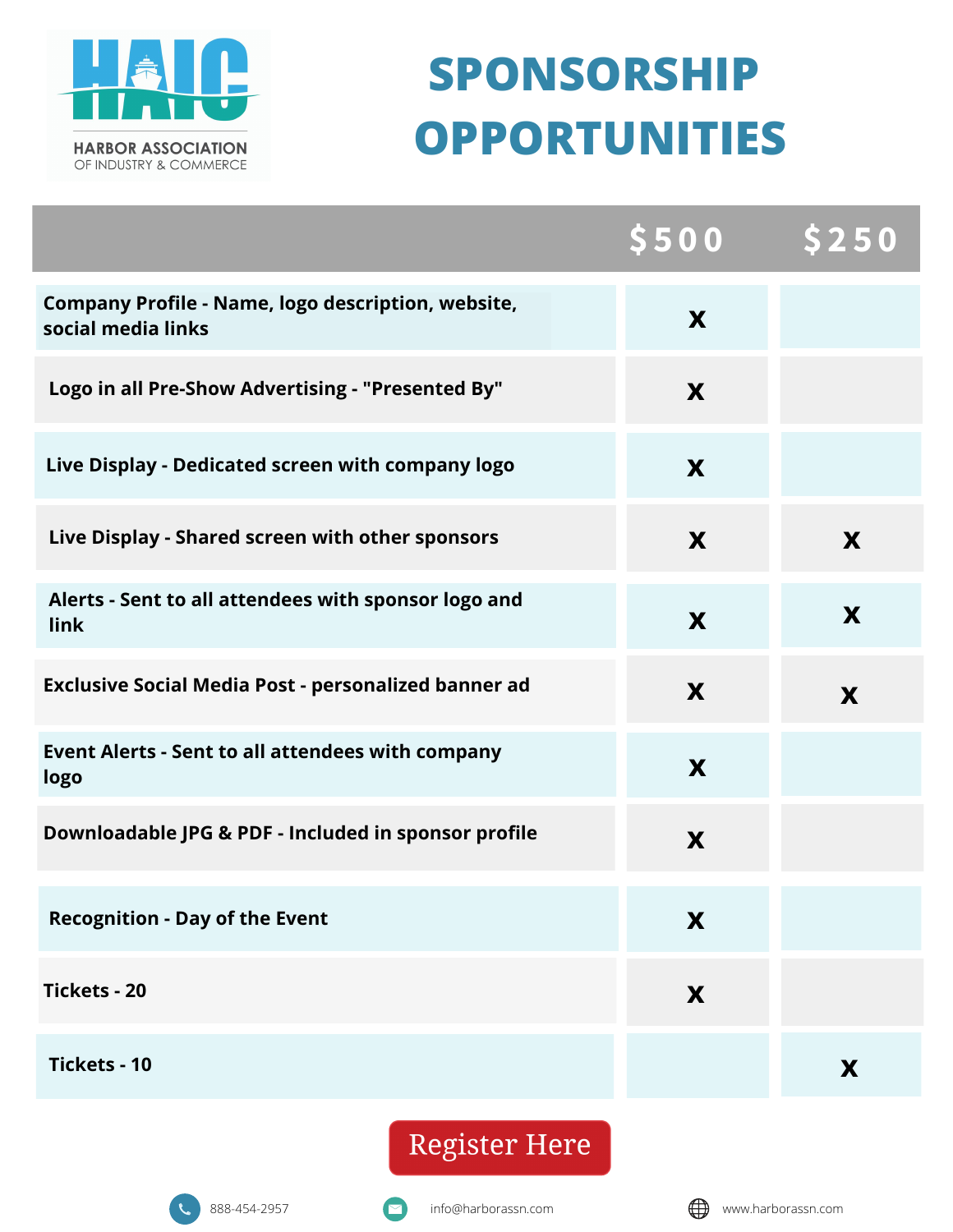HAIC

HARBOR ASSOCIATION OF INDUSTRY & COMMERCE

# SPONSORSHIP OPPORTUNITIES

| | $500 | $250 |
|---|---|---|
| Company Profile - Name, logo description, website, social media links | X | |
| Logo in all Pre-Show Advertising - "Presented By" | X | |
| Live Display - Dedicated screen with company logo | X | |
| Live Display - Shared screen with other sponsors | X | X |
| Alerts - Sent to all attendees with sponsor logo and link | X | X |
| Exclusive Social Media Post - personalized banner ad | X | X |
| Event Alerts - Sent to all attendees with company logo | X | |
| Downloadable JPG & PDF - Included in sponsor profile | X | |
| Recognition - Day of the Event | X | |
| Tickets - 20 | X | |
| Tickets - 10 | | X |

Register Here

888-454-2957 | info@harborassn.com | www.harborassn.com